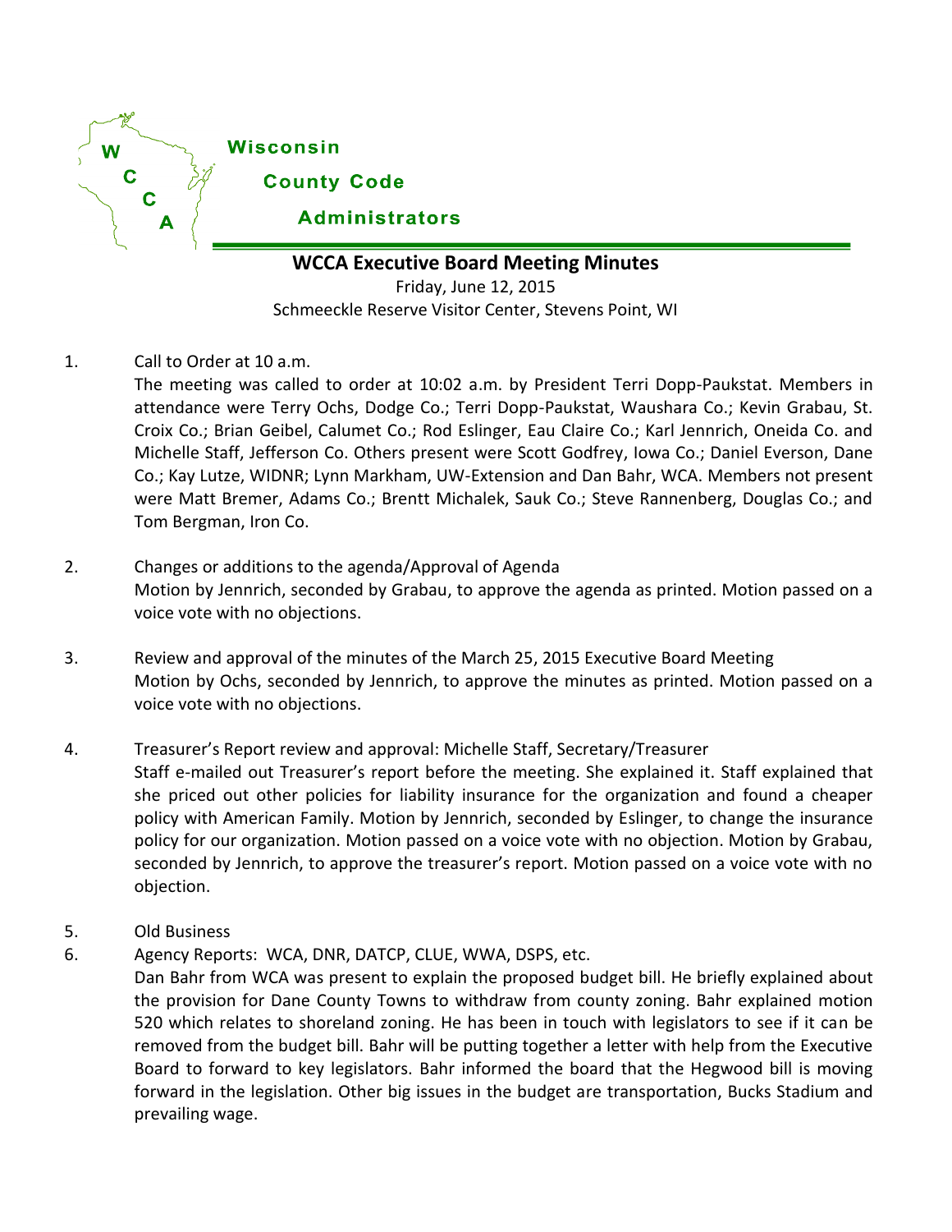Wisconsin

County Code

Administrators

# WCCA Executive Board Meeting Minutes

Friday, June 12, 2015

Schmeeckle Reserve Visitor Center, Stevens Point, WI

1. Call to Order at 10 a.m.

   The meeting was called to order at 10:02 a.m. by President Terri Dopp-Paukstat. Members in attendance were Terry Ochs, Dodge Co.; Terri Dopp-Paukstat, Waushara Co.; Kevin Grabau, St. Croix Co.; Brian Geibel, Calumet Co.; Rod Eslinger, Eau Claire Co.; Karl Jennrich, Oneida Co. and Michelle Staff, Jefferson Co. Others present were Scott Godfrey, Iowa Co.; Daniel Everson, Dane Co.; Kay Lutze, WIDNR; Lynn Markham, UW-Extension and Dan Bahr, WCA. Members not present were Matt Bremer, Adams Co.; Brentt Michalek, Sauk Co.; Steve Rannenberg, Douglas Co.; and Tom Bergman, Iron Co.

2. Changes or additions to the agenda/Approval of Agenda

   Motion by Jennrich, seconded by Grabau, to approve the agenda as printed. Motion passed on a voice vote with no objections.

3. Review and approval of the minutes of the March 25, 2015 Executive Board Meeting

   Motion by Ochs, seconded by Jennrich, to approve the minutes as printed. Motion passed on a voice vote with no objections.

4. Treasurer's Report review and approval: Michelle Staff, Secretary/Treasurer

   Staff e-mailed out Treasurer's report before the meeting. She explained it. Staff explained that she priced out other policies for liability insurance for the organization and found a cheaper policy with American Family. Motion by Jennrich, seconded by Eslinger, to change the insurance policy for our organization. Motion passed on a voice vote with no objection. Motion by Grabau, seconded by Jennrich, to approve the treasurer's report. Motion passed on a voice vote with no objection.

5. Old Business

6. Agency Reports: WCA, DNR, DATCP, CLUE, WWA, DSPS, etc.

   Dan Bahr from WCA was present to explain the proposed budget bill. He briefly explained about the provision for Dane County Towns to withdraw from county zoning. Bahr explained motion 520 which relates to shoreland zoning. He has been in touch with legislators to see if it can be removed from the budget bill. Bahr will be putting together a letter with help from the Executive Board to forward to key legislators. Bahr informed the board that the Hegwood bill is moving forward in the legislation. Other big issues in the budget are transportation, Bucks Stadium and prevailing wage.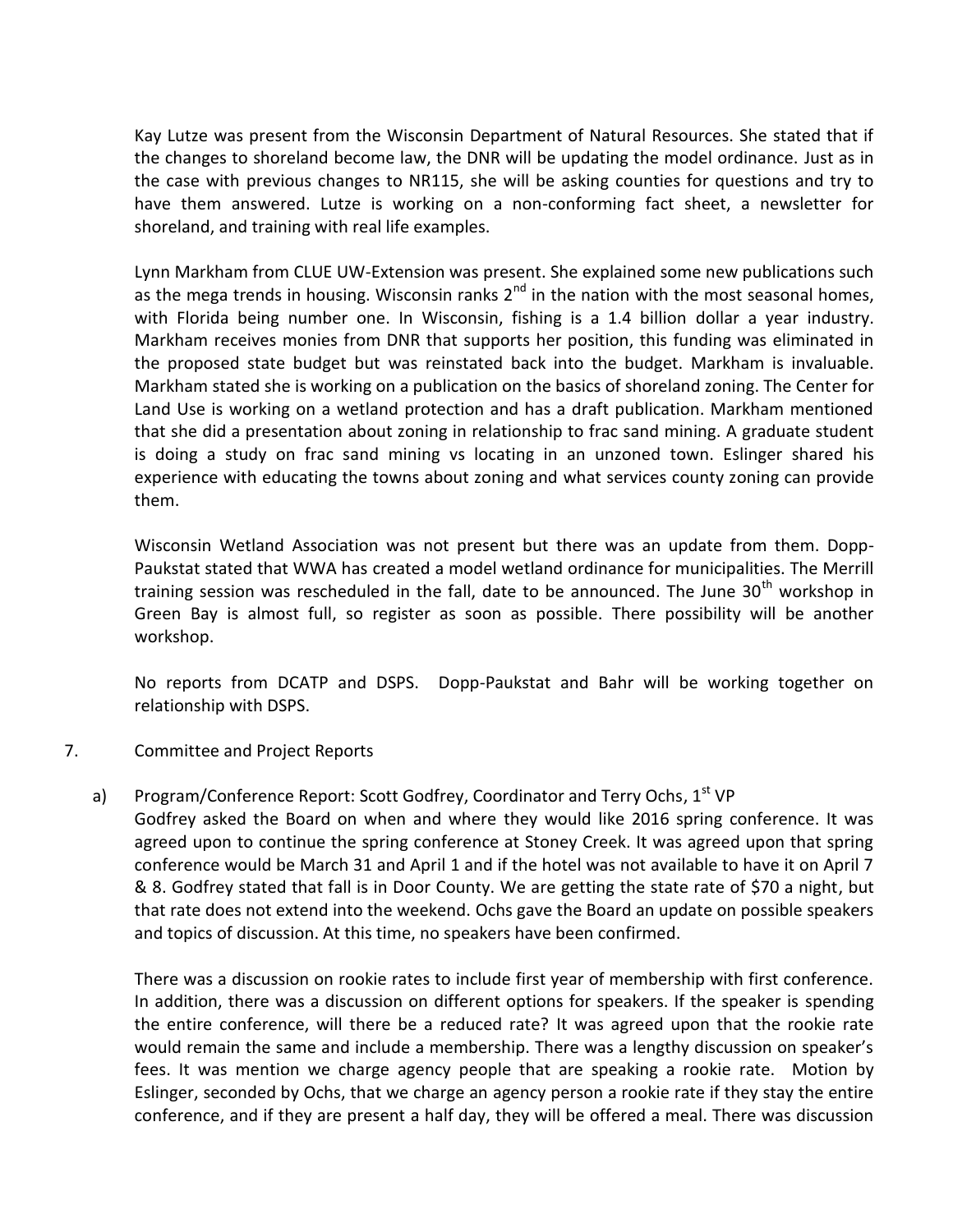Kay Lutze was present from the Wisconsin Department of Natural Resources. She stated that if the changes to shoreland become law, the DNR will be updating the model ordinance. Just as in the case with previous changes to NR115, she will be asking counties for questions and try to have them answered. Lutze is working on a non-conforming fact sheet, a newsletter for shoreland, and training with real life examples.

Lynn Markham from CLUE UW-Extension was present. She explained some new publications such as the mega trends in housing. Wisconsin ranks 2nd in the nation with the most seasonal homes, with Florida being number one. In Wisconsin, fishing is a 1.4 billion dollar a year industry. Markham receives monies from DNR that supports her position, this funding was eliminated in the proposed state budget but was reinstated back into the budget. Markham is invaluable. Markham stated she is working on a publication on the basics of shoreland zoning. The Center for Land Use is working on a wetland protection and has a draft publication. Markham mentioned that she did a presentation about zoning in relationship to frac sand mining. A graduate student is doing a study on frac sand mining vs locating in an unzoned town. Eslinger shared his experience with educating the towns about zoning and what services county zoning can provide them.

Wisconsin Wetland Association was not present but there was an update from them. Dopp-Paukstat stated that WWA has created a model wetland ordinance for municipalities. The Merrill training session was rescheduled in the fall, date to be announced. The June 30th workshop in Green Bay is almost full, so register as soon as possible. There possibility will be another workshop.

No reports from DCATP and DSPS. Dopp-Paukstat and Bahr will be working together on relationship with DSPS.

7. Committee and Project Reports

a) Program/Conference Report: Scott Godfrey, Coordinator and Terry Ochs, 1st VP

Godfrey asked the Board on when and where they would like 2016 spring conference. It was agreed upon to continue the spring conference at Stoney Creek. It was agreed upon that spring conference would be March 31 and April 1 and if the hotel was not available to have it on April 7 & 8. Godfrey stated that fall is in Door County. We are getting the state rate of $70 a night, but that rate does not extend into the weekend. Ochs gave the Board an update on possible speakers and topics of discussion. At this time, no speakers have been confirmed.

There was a discussion on rookie rates to include first year of membership with first conference. In addition, there was a discussion on different options for speakers. If the speaker is spending the entire conference, will there be a reduced rate? It was agreed upon that the rookie rate would remain the same and include a membership. There was a lengthy discussion on speaker's fees. It was mention we charge agency people that are speaking a rookie rate. Motion by Eslinger, seconded by Ochs, that we charge an agency person a rookie rate if they stay the entire conference, and if they are present a half day, they will be offered a meal. There was discussion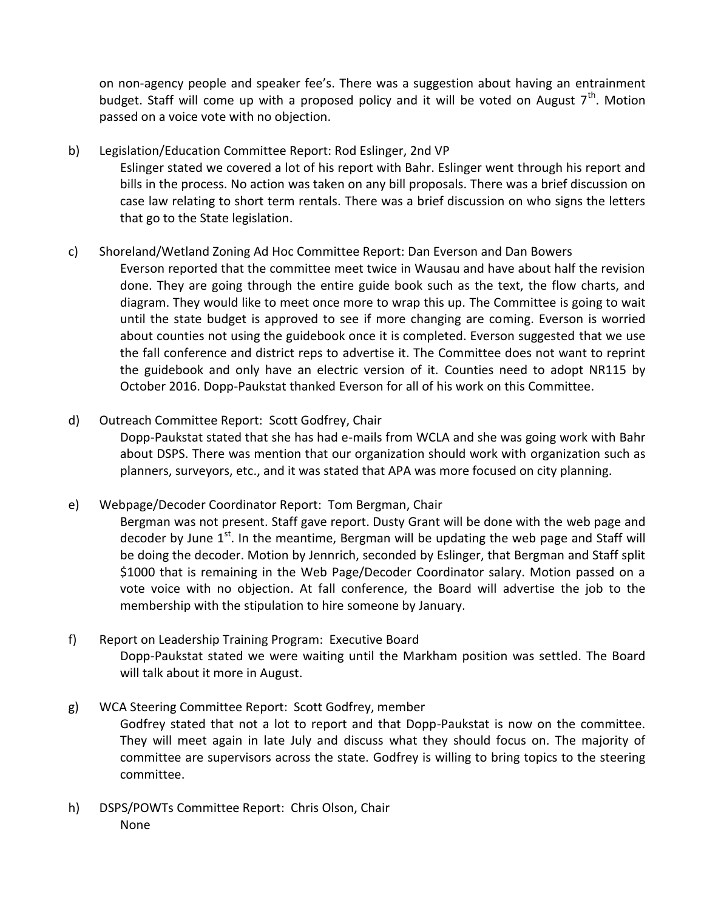on non-agency people and speaker fee's. There was a suggestion about having an entrainment budget. Staff will come up with a proposed policy and it will be voted on August 7th. Motion passed on a voice vote with no objection.

b) Legislation/Education Committee Report: Rod Eslinger, 2nd VP

   Eslinger stated we covered a lot of his report with Bahr. Eslinger went through his report and bills in the process. No action was taken on any bill proposals. There was a brief discussion on case law relating to short term rentals. There was a brief discussion on who signs the letters that go to the State legislation.

c) Shoreland/Wetland Zoning Ad Hoc Committee Report: Dan Everson and Dan Bowers

   Everson reported that the committee meet twice in Wausau and have about half the revision done. They are going through the entire guide book such as the text, the flow charts, and diagram. They would like to meet once more to wrap this up. The Committee is going to wait until the state budget is approved to see if more changing are coming. Everson is worried about counties not using the guidebook once it is completed. Everson suggested that we use the fall conference and district reps to advertise it. The Committee does not want to reprint the guidebook and only have an electric version of it. Counties need to adopt NR115 by October 2016. Dopp-Paukstat thanked Everson for all of his work on this Committee.

d) Outreach Committee Report: Scott Godfrey, Chair

   Dopp-Paukstat stated that she has had e-mails from WCLA and she was going work with Bahr about DSPS. There was mention that our organization should work with organization such as planners, surveyors, etc., and it was stated that APA was more focused on city planning.

e) Webpage/Decoder Coordinator Report: Tom Bergman, Chair

   Bergman was not present. Staff gave report. Dusty Grant will be done with the web page and decoder by June 1st. In the meantime, Bergman will be updating the web page and Staff will be doing the decoder. Motion by Jennrich, seconded by Eslinger, that Bergman and Staff split $1000 that is remaining in the Web Page/Decoder Coordinator salary. Motion passed on a vote voice with no objection. At fall conference, the Board will advertise the job to the membership with the stipulation to hire someone by January.

f) Report on Leadership Training Program: Executive Board

   Dopp-Paukstat stated we were waiting until the Markham position was settled. The Board will talk about it more in August.

g) WCA Steering Committee Report: Scott Godfrey, member

   Godfrey stated that not a lot to report and that Dopp-Paukstat is now on the committee. They will meet again in late July and discuss what they should focus on. The majority of committee are supervisors across the state. Godfrey is willing to bring topics to the steering committee.

h) DSPS/POWTs Committee Report: Chris Olson, Chair

   None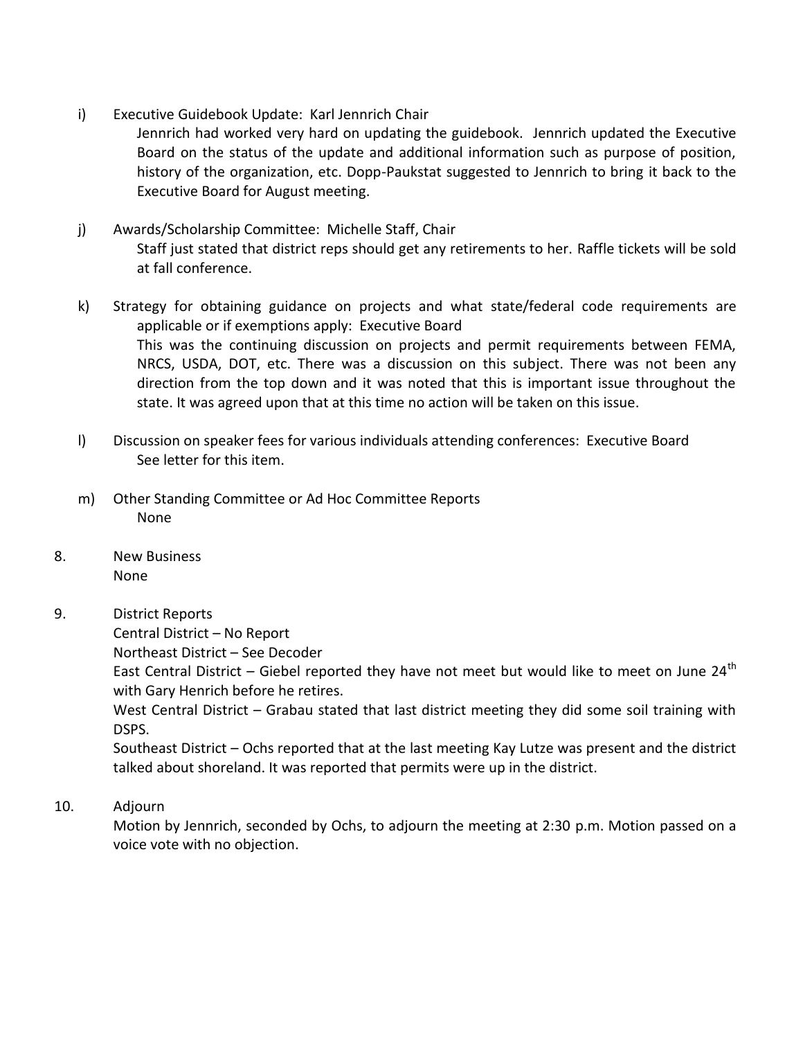i) Executive Guidebook Update: Karl Jennrich Chair

   Jennrich had worked very hard on updating the guidebook. Jennrich updated the Executive Board on the status of the update and additional information such as purpose of position, history of the organization, etc. Dopp-Paukstat suggested to Jennrich to bring it back to the Executive Board for August meeting.

j) Awards/Scholarship Committee: Michelle Staff, Chair

   Staff just stated that district reps should get any retirements to her. Raffle tickets will be sold at fall conference.

k) Strategy for obtaining guidance on projects and what state/federal code requirements are applicable or if exemptions apply: Executive Board

   This was the continuing discussion on projects and permit requirements between FEMA, NRCS, USDA, DOT, etc. There was a discussion on this subject. There was not been any direction from the top down and it was noted that this is important issue throughout the state. It was agreed upon that at this time no action will be taken on this issue.

l) Discussion on speaker fees for various individuals attending conferences: Executive Board

   See letter for this item.

m) Other Standing Committee or Ad Hoc Committee Reports

   None

8. New Business

   None

9. District Reports

   Central District – No Report

   Northeast District – See Decoder

   East Central District – Giebel reported they have not meet but would like to meet on June 24th with Gary Henrich before he retires.

   West Central District – Grabau stated that last district meeting they did some soil training with DSPS.

   Southeast District – Ochs reported that at the last meeting Kay Lutze was present and the district talked about shoreland. It was reported that permits were up in the district.

10. Adjourn

   Motion by Jennrich, seconded by Ochs, to adjourn the meeting at 2:30 p.m. Motion passed on a voice vote with no objection.